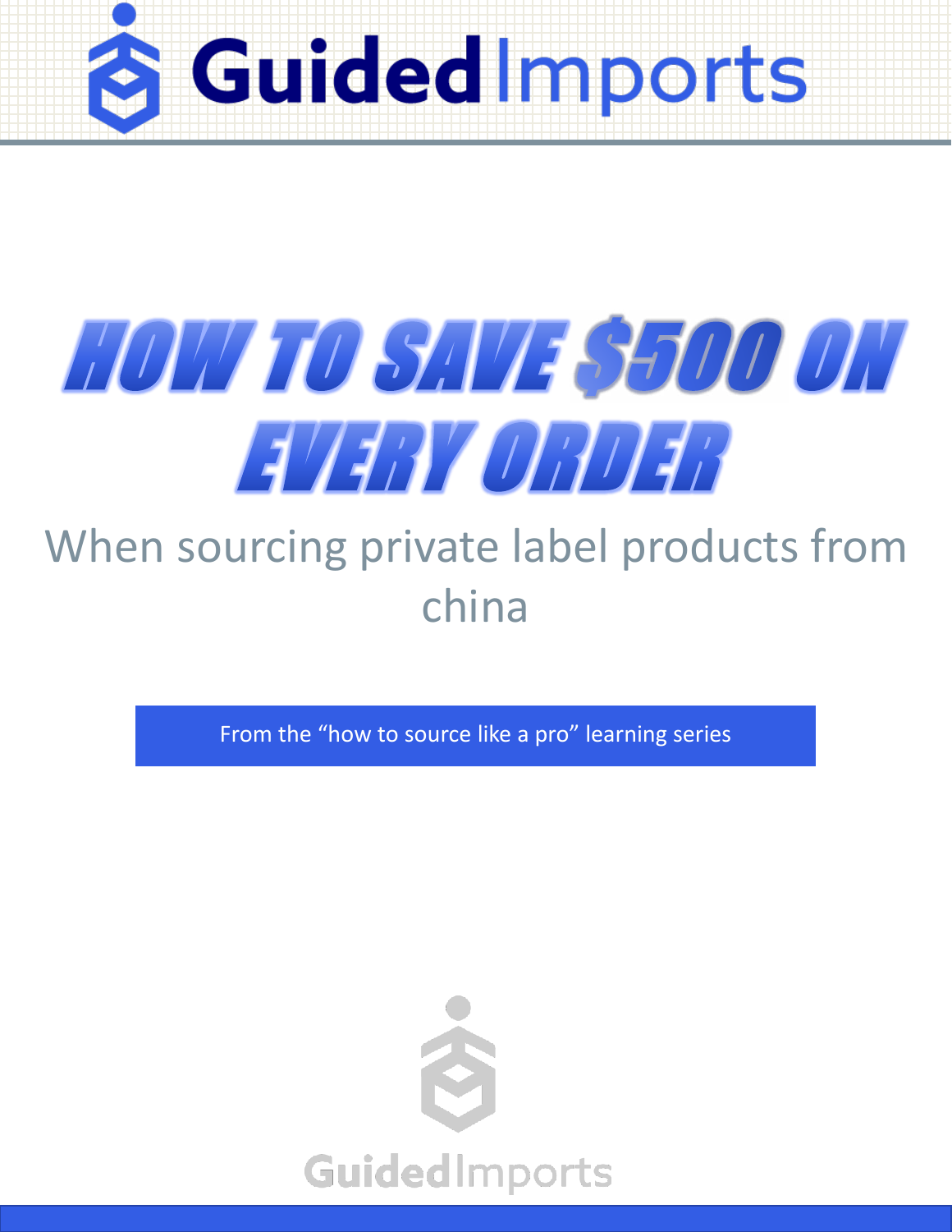# Guided Imports

# HOW TO SAVE $500 ON EVERY ORDER

When sourcing private label products from china

From the "how to source like a pro" learning series

GuidedImports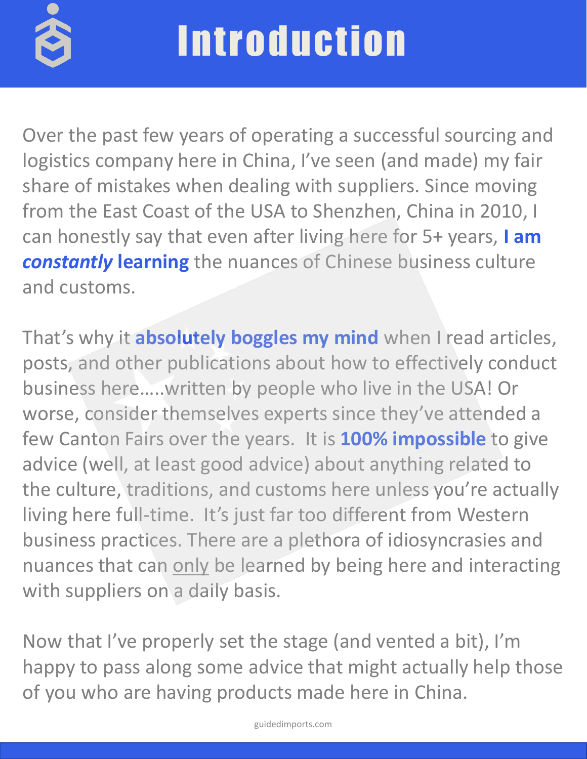# Introduction

Over the past few years of operating a successful sourcing and logistics company here in China, I've seen (and made) my fair share of mistakes when dealing with suppliers. Since moving from the East Coast of the USA to Shenzhen, China in 2010, I can honestly say that even after living here for 5+ years, **I am *constantly* learning** the nuances of Chinese business culture and customs.

That's why it **absolutely boggles my mind** when I read articles, posts, and other publications about how to effectively conduct business here…..written by people who live in the USA! Or worse, consider themselves experts since they've attended a few Canton Fairs over the years. It is **100% impossible** to give advice (well, at least good advice) about anything related to the culture, traditions, and customs here unless you're actually living here full-time. It's just far too different from Western business practices. There are a plethora of idiosyncrasies and nuances that can <u>only</u> be learned by being here and interacting with suppliers on a daily basis.

Now that I've properly set the stage (and vented a bit), I'm happy to pass along some advice that might actually help those of you who are having products made here in China.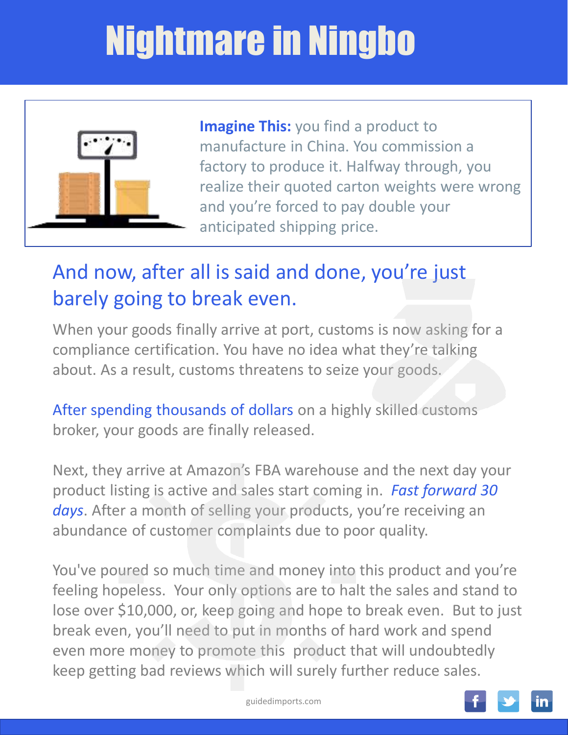# Nightmare in Ningbo

**Imagine This:** you find a product to manufacture in China. You commission a factory to produce it. Halfway through, you realize their quoted carton weights were wrong and you're forced to pay double your anticipated shipping price.

## And now, after all is said and done, you're just barely going to break even.

When your goods finally arrive at port, customs is now asking for a compliance certification. You have no idea what they're talking about. As a result, customs threatens to seize your goods.

After spending thousands of dollars on a highly skilled customs broker, your goods are finally released.

Next, they arrive at Amazon's FBA warehouse and the next day your product listing is active and sales start coming in. *Fast forward 30 days*. After a month of selling your products, you're receiving an abundance of customer complaints due to poor quality.

You've poured so much time and money into this product and you're feeling hopeless. Your only options are to halt the sales and stand to lose over $10,000, or, keep going and hope to break even. But to just break even, you'll need to put in months of hard work and spend even more money to promote this product that will undoubtedly keep getting bad reviews which will surely further reduce sales.

guidedimports.com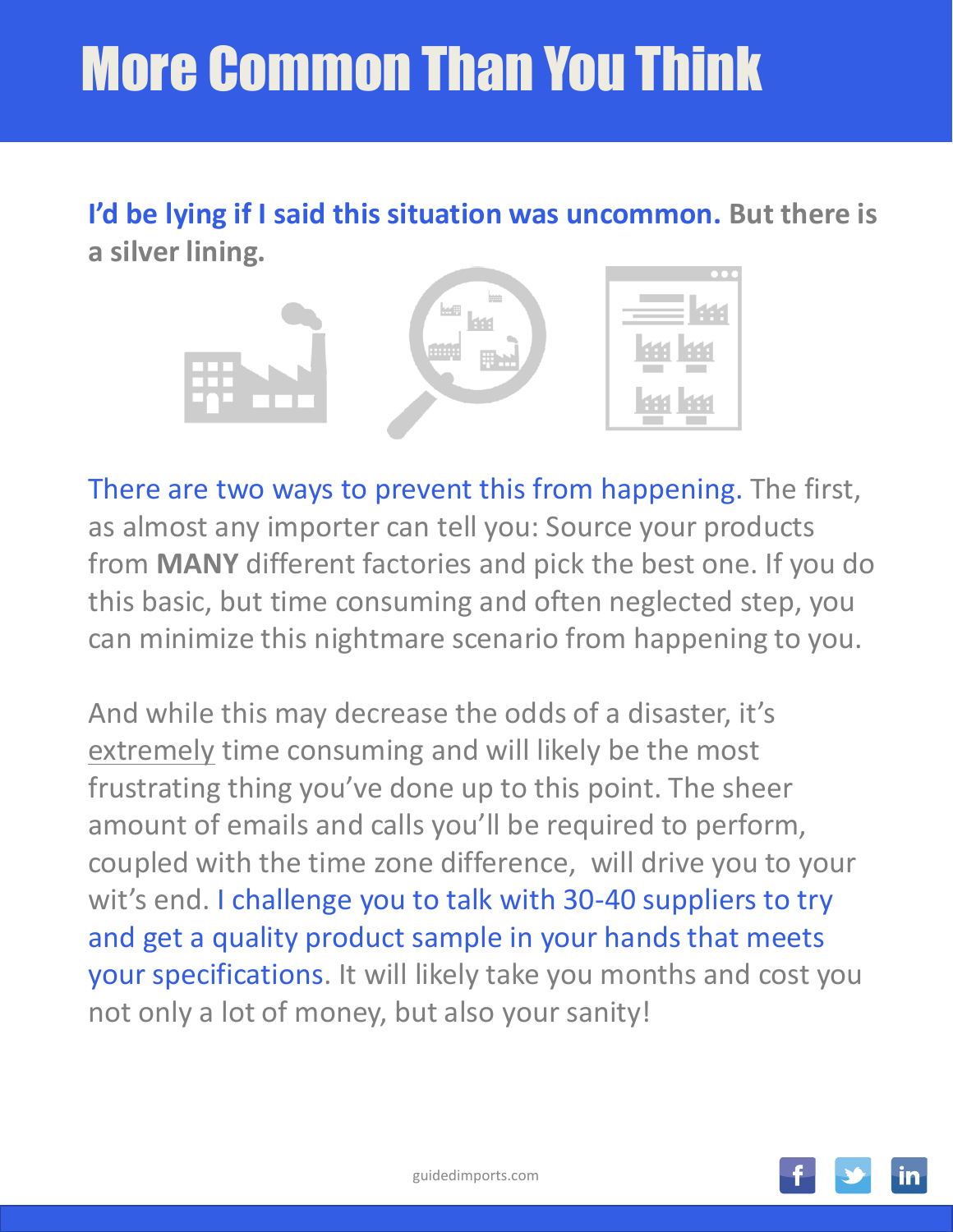# More Common Than You Think

**I'd be lying if I said this situation was uncommon. But there is a silver lining.**

There are two ways to prevent this from happening. The first, as almost any importer can tell you: Source your products from **MANY** different factories and pick the best one. If you do this basic, but time consuming and often neglected step, you can minimize this nightmare scenario from happening to you.

And while this may decrease the odds of a disaster, it's extremely time consuming and will likely be the most frustrating thing you've done up to this point. The sheer amount of emails and calls you'll be required to perform, coupled with the time zone difference, will drive you to your wit's end. I challenge you to talk with 30-40 suppliers to try and get a quality product sample in your hands that meets your specifications. It will likely take you months and cost you not only a lot of money, but also your sanity!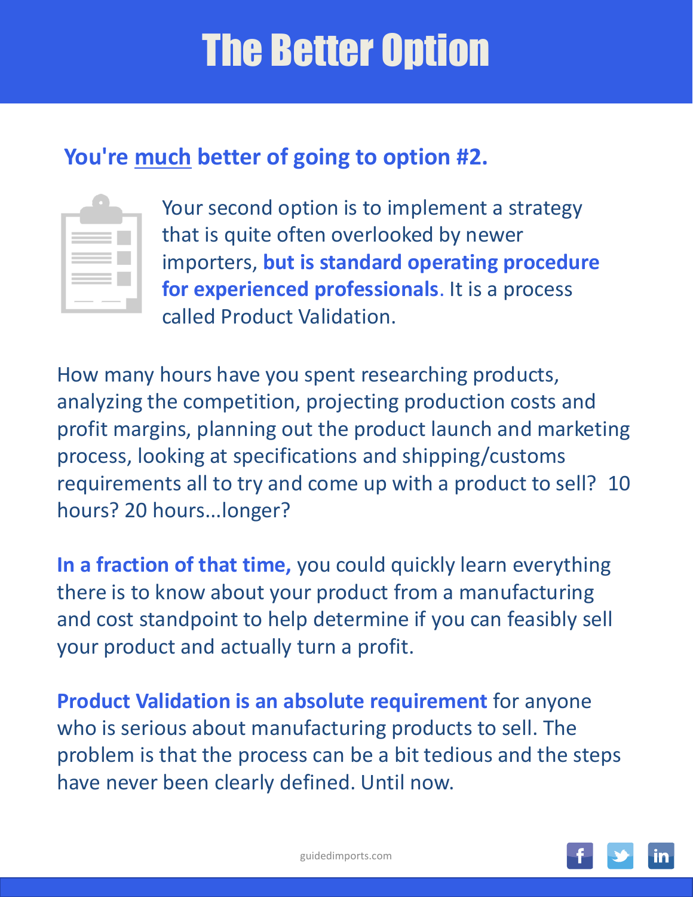# The Better Option

**You're much better of going to option #2.**

Your second option is to implement a strategy that is quite often overlooked by newer importers, **but is standard operating procedure for experienced professionals**. It is a process called Product Validation.

How many hours have you spent researching products, analyzing the competition, projecting production costs and profit margins, planning out the product launch and marketing process, looking at specifications and shipping/customs requirements all to try and come up with a product to sell? 10 hours? 20 hours...longer?

**In a fraction of that time,** you could quickly learn everything there is to know about your product from a manufacturing and cost standpoint to help determine if you can feasibly sell your product and actually turn a profit.

**Product Validation is an absolute requirement** for anyone who is serious about manufacturing products to sell. The problem is that the process can be a bit tedious and the steps have never been clearly defined. Until now.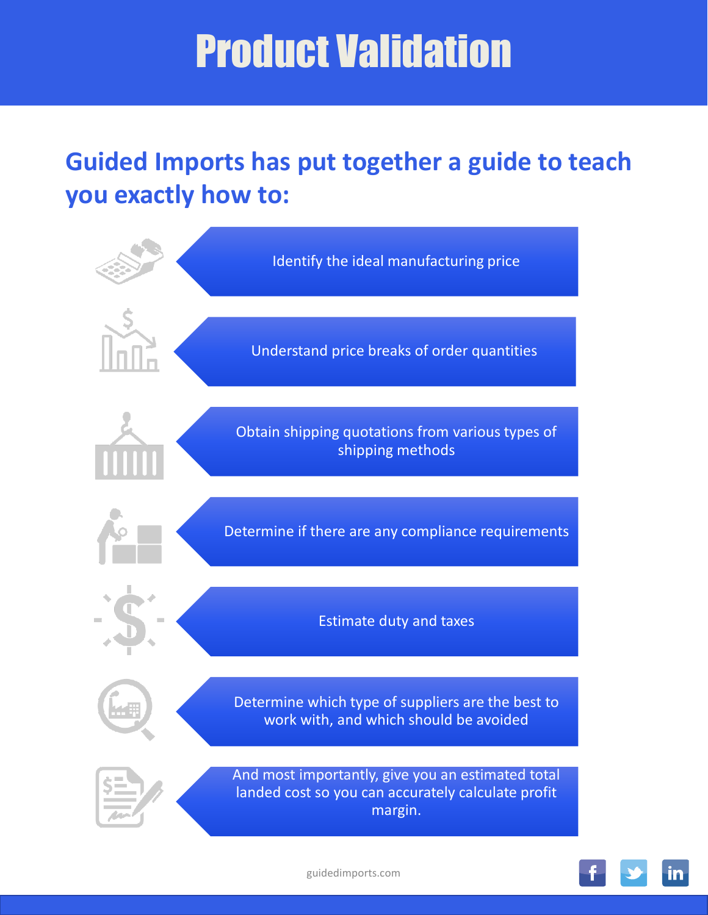# Product Validation

## Guided Imports has put together a guide to teach you exactly how to:

- Identify the ideal manufacturing price
- Understand price breaks of order quantities
- Obtain shipping quotations from various types of shipping methods
- Determine if there are any compliance requirements
- Estimate duty and taxes
- Determine which type of suppliers are the best to work with, and which should be avoided
- And most importantly, give you an estimated total landed cost so you can accurately calculate profit margin.

guidedimports.com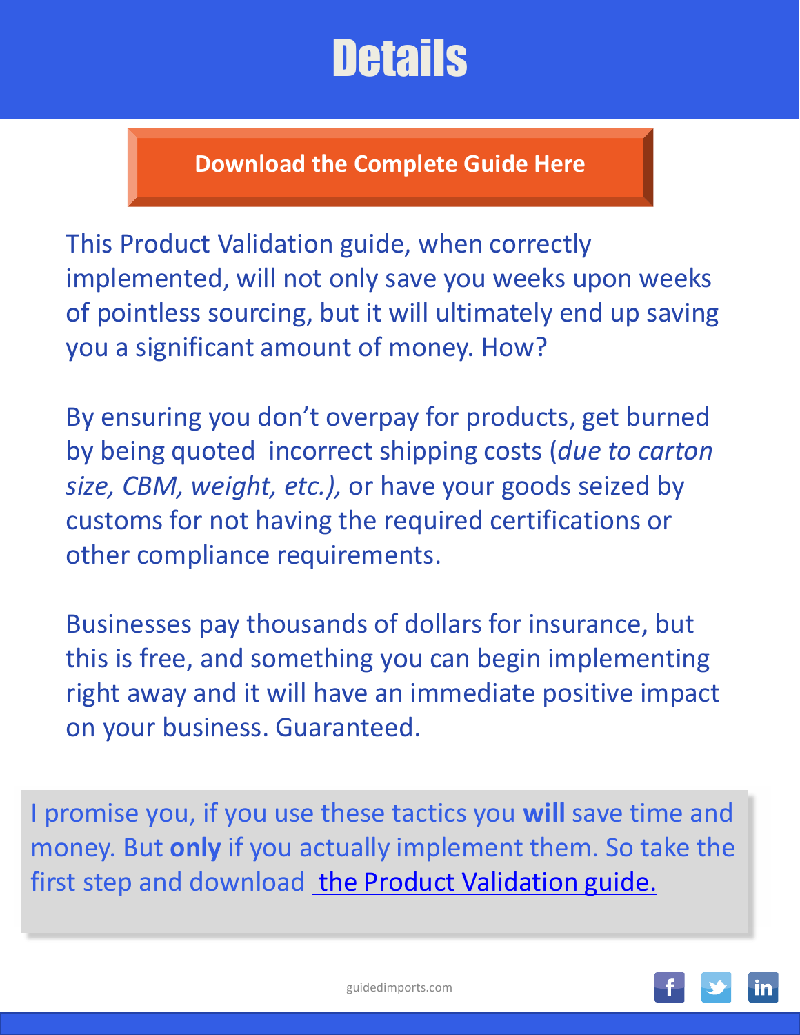# Details

**Download the Complete Guide Here**

This Product Validation guide, when correctly implemented, will not only save you weeks upon weeks of pointless sourcing, but it will ultimately end up saving you a significant amount of money. How?

By ensuring you don't overpay for products, get burned by being quoted incorrect shipping costs (*due to carton size, CBM, weight, etc.),* or have your goods seized by customs for not having the required certifications or other compliance requirements.

Businesses pay thousands of dollars for insurance, but this is free, and something you can begin implementing right away and it will have an immediate positive impact on your business. Guaranteed.

I promise you, if you use these tactics you **will** save time and money. But **only** if you actually implement them. So take the first step and download the Product Validation guide.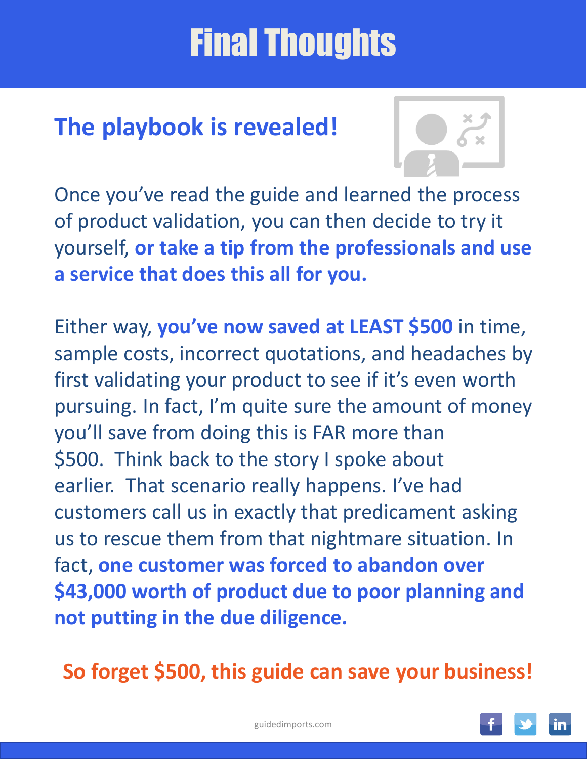# Final Thoughts

## The playbook is revealed!

Once you've read the guide and learned the process of product validation, you can then decide to try it yourself, **or take a tip from the professionals and use a service that does this all for you.**

Either way, **you've now saved at LEAST $500** in time, sample costs, incorrect quotations, and headaches by first validating your product to see if it's even worth pursuing. In fact, I'm quite sure the amount of money you'll save from doing this is FAR more than $500. Think back to the story I spoke about earlier. That scenario really happens. I've had customers call us in exactly that predicament asking us to rescue them from that nightmare situation. In fact, **one customer was forced to abandon over $43,000 worth of product due to poor planning and not putting in the due diligence.**

**So forget $500, this guide can save your business!**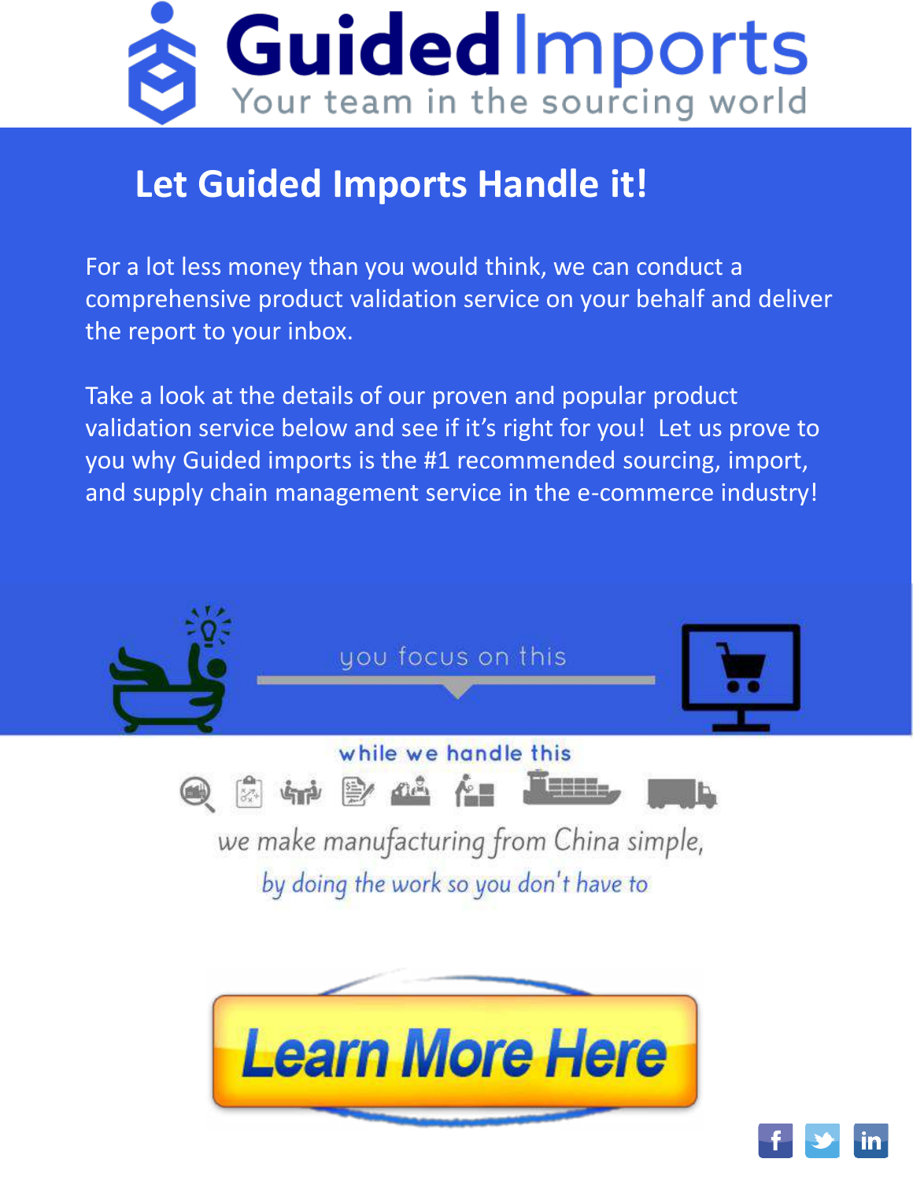# Guided Imports

Your team in the sourcing world

## Let Guided Imports Handle it!

For a lot less money than you would think, we can conduct a comprehensive product validation service on your behalf and deliver the report to your inbox.

Take a look at the details of our proven and popular product validation service below and see if it's right for you! Let us prove to you why Guided imports is the #1 recommended sourcing, import, and supply chain management service in the e-commerce industry!

you focus on this

while we handle this

*we make manufacturing from China simple,*

*by doing the work so you don't have to*

**Learn More Here**